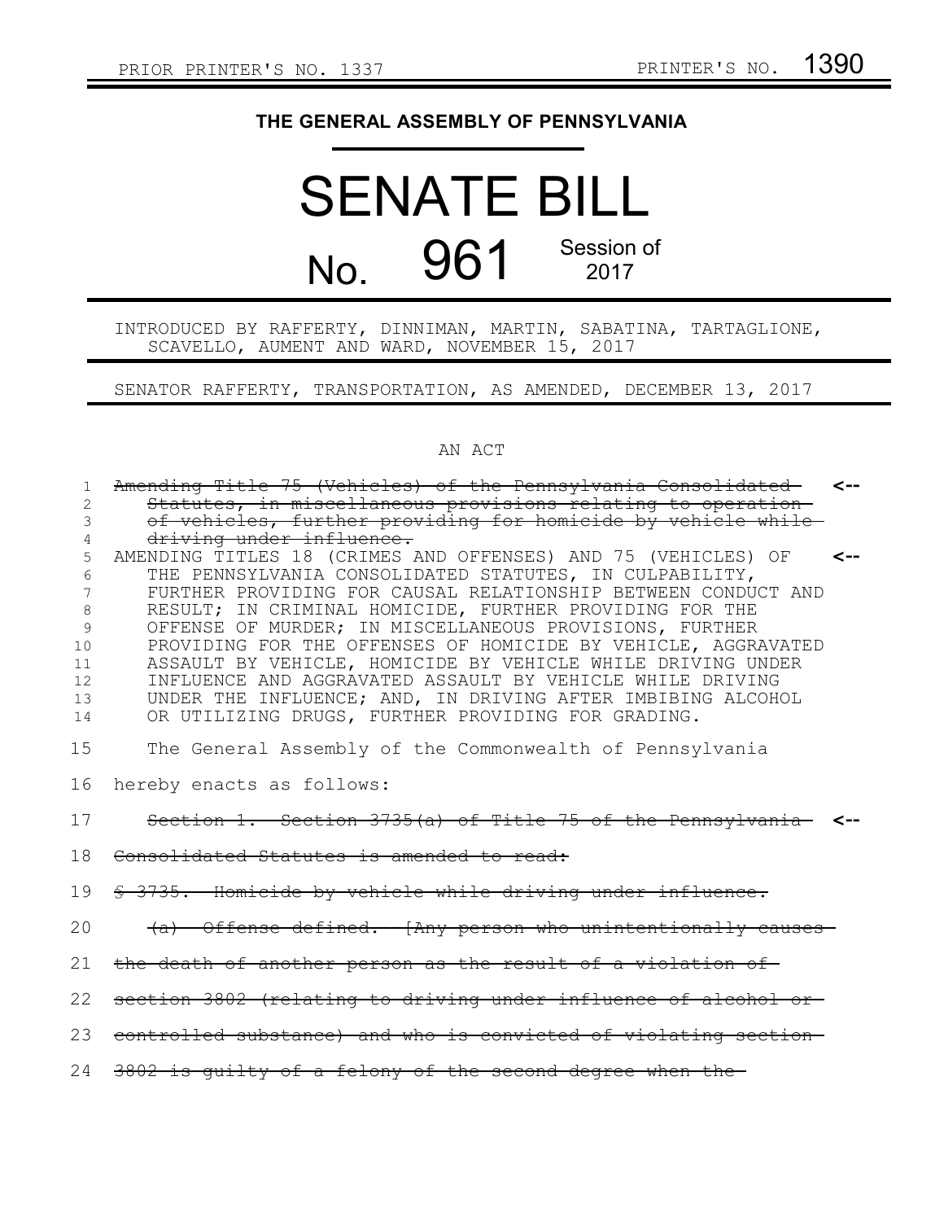PRIOR PRINTER'S NO. 1337 PRINTER'S NO. 1390

# THE GENERAL ASSEMBLY OF PENNSYLVANIA

# SENATE BILL

## No. 961 Session of 2017

INTRODUCED BY RAFFERTY, DINNIMAN, MARTIN, SABATINA, TARTAGLIONE, SCAVELLO, AUMENT AND WARD, NOVEMBER 15, 2017

SENATOR RAFFERTY, TRANSPORTATION, AS AMENDED, DECEMBER 13, 2017

AN ACT

~~Amending Title 75 (Vehicles) of the Pennsylvania Consolidated Statutes, in miscellaneous provisions relating to operation of vehicles, further providing for homicide by vehicle while driving under influence.~~

AMENDING TITLES 18 (CRIMES AND OFFENSES) AND 75 (VEHICLES) OF THE PENNSYLVANIA CONSOLIDATED STATUTES, IN CULPABILITY, FURTHER PROVIDING FOR CAUSAL RELATIONSHIP BETWEEN CONDUCT AND RESULT; IN CRIMINAL HOMICIDE, FURTHER PROVIDING FOR THE OFFENSE OF MURDER; IN MISCELLANEOUS PROVISIONS, FURTHER PROVIDING FOR THE OFFENSES OF HOMICIDE BY VEHICLE, AGGRAVATED ASSAULT BY VEHICLE, HOMICIDE BY VEHICLE WHILE DRIVING UNDER INFLUENCE AND AGGRAVATED ASSAULT BY VEHICLE WHILE DRIVING UNDER THE INFLUENCE; AND, IN DRIVING AFTER IMBIBING ALCOHOL OR UTILIZING DRUGS, FURTHER PROVIDING FOR GRADING.

The General Assembly of the Commonwealth of Pennsylvania hereby enacts as follows:

~~Section 1. Section 3735(a) of Title 75 of the Pennsylvania Consolidated Statutes is amended to read:~~

~~§ 3735. Homicide by vehicle while driving under influence.~~

~~(a) Offense defined. [Any person who unintentionally causes the death of another person as the result of a violation of section 3802 (relating to driving under influence of alcohol or controlled substance) and who is convicted of violating section 3802 is guilty of a felony of the second degree when the~~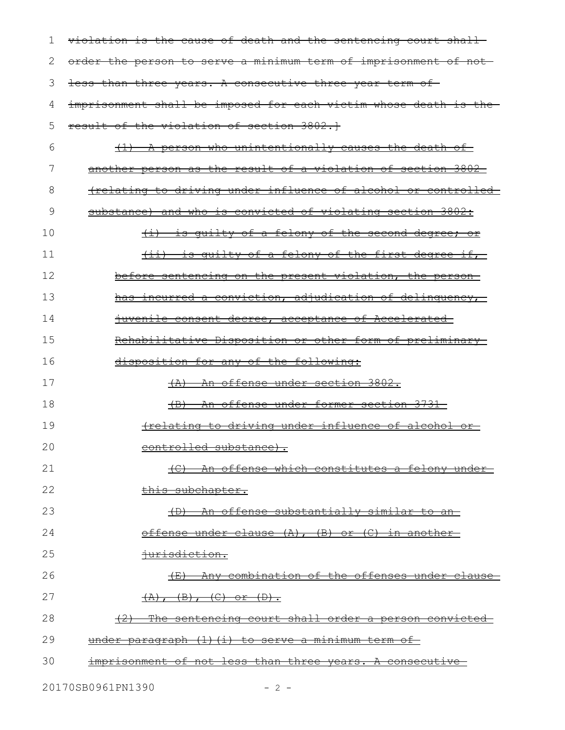~~violation is the cause of death and the sentencing court shall order the person to serve a minimum term of imprisonment of not less than three years. A consecutive three year term of imprisonment shall be imposed for each victim whose death is the result of the violation of section 3802.]~~

~~(1) A person who unintentionally causes the death of another person as the result of a violation of section 3802 (relating to driving under influence of alcohol or controlled substance) and who is convicted of violating section 3802:~~

~~(i) is guilty of a felony of the second degree; or~~

~~(ii) is guilty of a felony of the first degree if, before sentencing on the present violation, the person has incurred a conviction, adjudication of delinquency, juvenile consent decree, acceptance of Accelerated Rehabilitative Disposition or other form of preliminary disposition for any of the following:~~

~~(A) An offense under section 3802.~~

~~(B) An offense under former section 3731 (relating to driving under influence of alcohol or controlled substance).~~

~~(C) An offense which constitutes a felony under this subchapter.~~

~~(D) An offense substantially similar to an offense under clause (A), (B) or (C) in another jurisdiction.~~

~~(E) Any combination of the offenses under clause (A), (B), (C) or (D).~~

~~(2) The sentencing court shall order a person convicted under paragraph (1)(i) to serve a minimum term of imprisonment of not less than three years. A consecutive~~

20170SB0961PN1390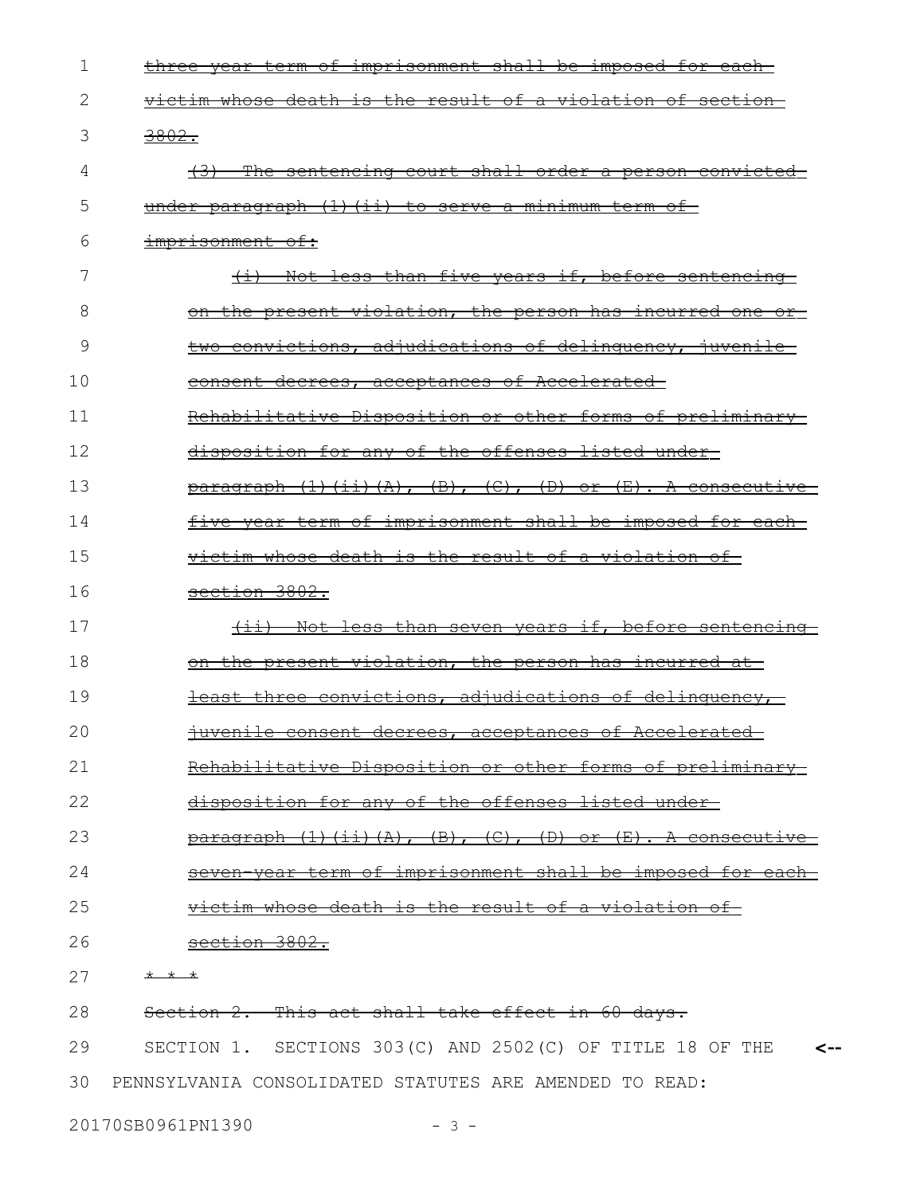~~three-year term of imprisonment shall be imposed for each victim whose death is the result of a violation of section 3802.~~

~~(3) The sentencing court shall order a person convicted under paragraph (1)(ii) to serve a minimum term of imprisonment of:~~

~~(i) Not less than five years if, before sentencing on the present violation, the person has incurred one or two convictions, adjudications of delinquency, juvenile consent decrees, acceptances of Accelerated Rehabilitative Disposition or other forms of preliminary disposition for any of the offenses listed under paragraph (1)(ii)(A), (B), (C), (D) or (E). A consecutive five-year term of imprisonment shall be imposed for each victim whose death is the result of a violation of section 3802.~~

~~(ii) Not less than seven years if, before sentencing on the present violation, the person has incurred at least three convictions, adjudications of delinquency, juvenile consent decrees, acceptances of Accelerated Rehabilitative Disposition or other forms of preliminary disposition for any of the offenses listed under paragraph (1)(ii)(A), (B), (C), (D) or (E). A consecutive seven-year term of imprisonment shall be imposed for each victim whose death is the result of a violation of section 3802.~~

~~* * *~~

~~Section 2. This act shall take effect in 60 days.~~

SECTION 1. SECTIONS 303(C) AND 2502(C) OF TITLE 18 OF THE PENNSYLVANIA CONSOLIDATED STATUTES ARE AMENDED TO READ: <--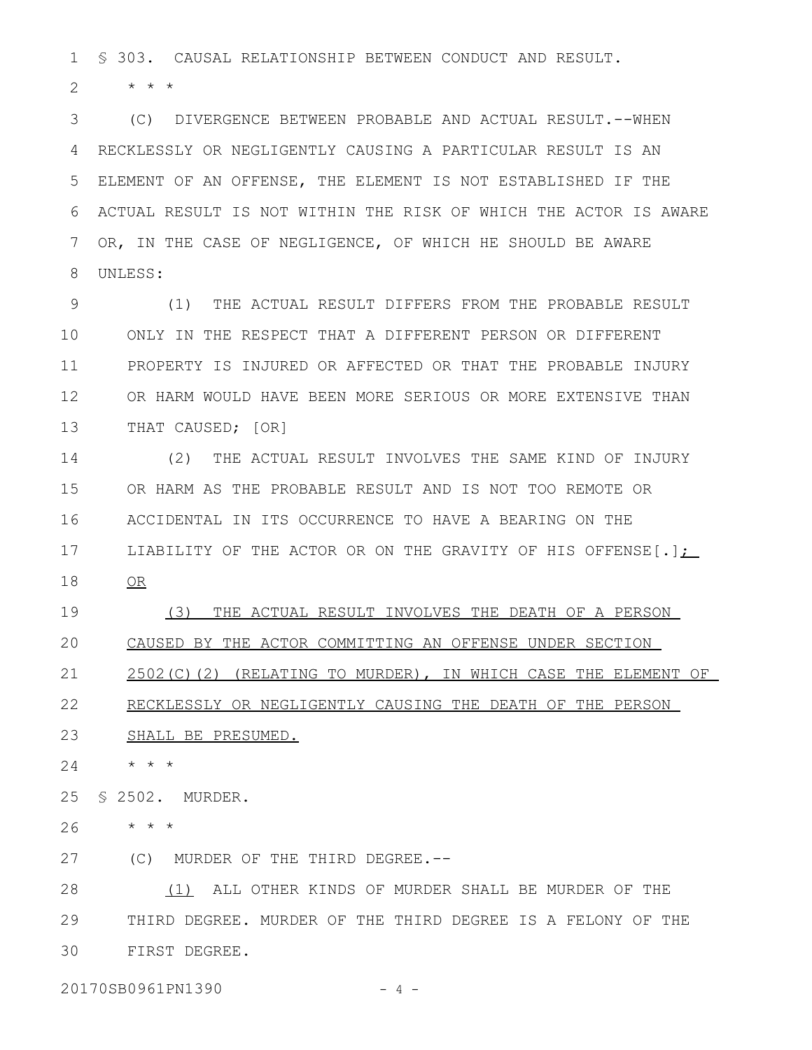§ 303. CAUSAL RELATIONSHIP BETWEEN CONDUCT AND RESULT.

\* \* \*

(C) DIVERGENCE BETWEEN PROBABLE AND ACTUAL RESULT.--WHEN RECKLESSLY OR NEGLIGENTLY CAUSING A PARTICULAR RESULT IS AN ELEMENT OF AN OFFENSE, THE ELEMENT IS NOT ESTABLISHED IF THE ACTUAL RESULT IS NOT WITHIN THE RISK OF WHICH THE ACTOR IS AWARE OR, IN THE CASE OF NEGLIGENCE, OF WHICH HE SHOULD BE AWARE UNLESS:

(1) THE ACTUAL RESULT DIFFERS FROM THE PROBABLE RESULT ONLY IN THE RESPECT THAT A DIFFERENT PERSON OR DIFFERENT PROPERTY IS INJURED OR AFFECTED OR THAT THE PROBABLE INJURY OR HARM WOULD HAVE BEEN MORE SERIOUS OR MORE EXTENSIVE THAN THAT CAUSED; [OR]

(2) THE ACTUAL RESULT INVOLVES THE SAME KIND OF INJURY OR HARM AS THE PROBABLE RESULT AND IS NOT TOO REMOTE OR ACCIDENTAL IN ITS OCCURRENCE TO HAVE A BEARING ON THE LIABILITY OF THE ACTOR OR ON THE GRAVITY OF HIS OFFENSE[.]<u>; OR</u>

<u>(3) THE ACTUAL RESULT INVOLVES THE DEATH OF A PERSON CAUSED BY THE ACTOR COMMITTING AN OFFENSE UNDER SECTION 2502(C)(2) (RELATING TO MURDER), IN WHICH CASE THE ELEMENT OF RECKLESSLY OR NEGLIGENTLY CAUSING THE DEATH OF THE PERSON SHALL BE PRESUMED.</u>

\* \* \*

§ 2502. MURDER.

\* \* \*

(C) MURDER OF THE THIRD DEGREE.--

<u>(1)</u> ALL OTHER KINDS OF MURDER SHALL BE MURDER OF THE THIRD DEGREE. MURDER OF THE THIRD DEGREE IS A FELONY OF THE FIRST DEGREE.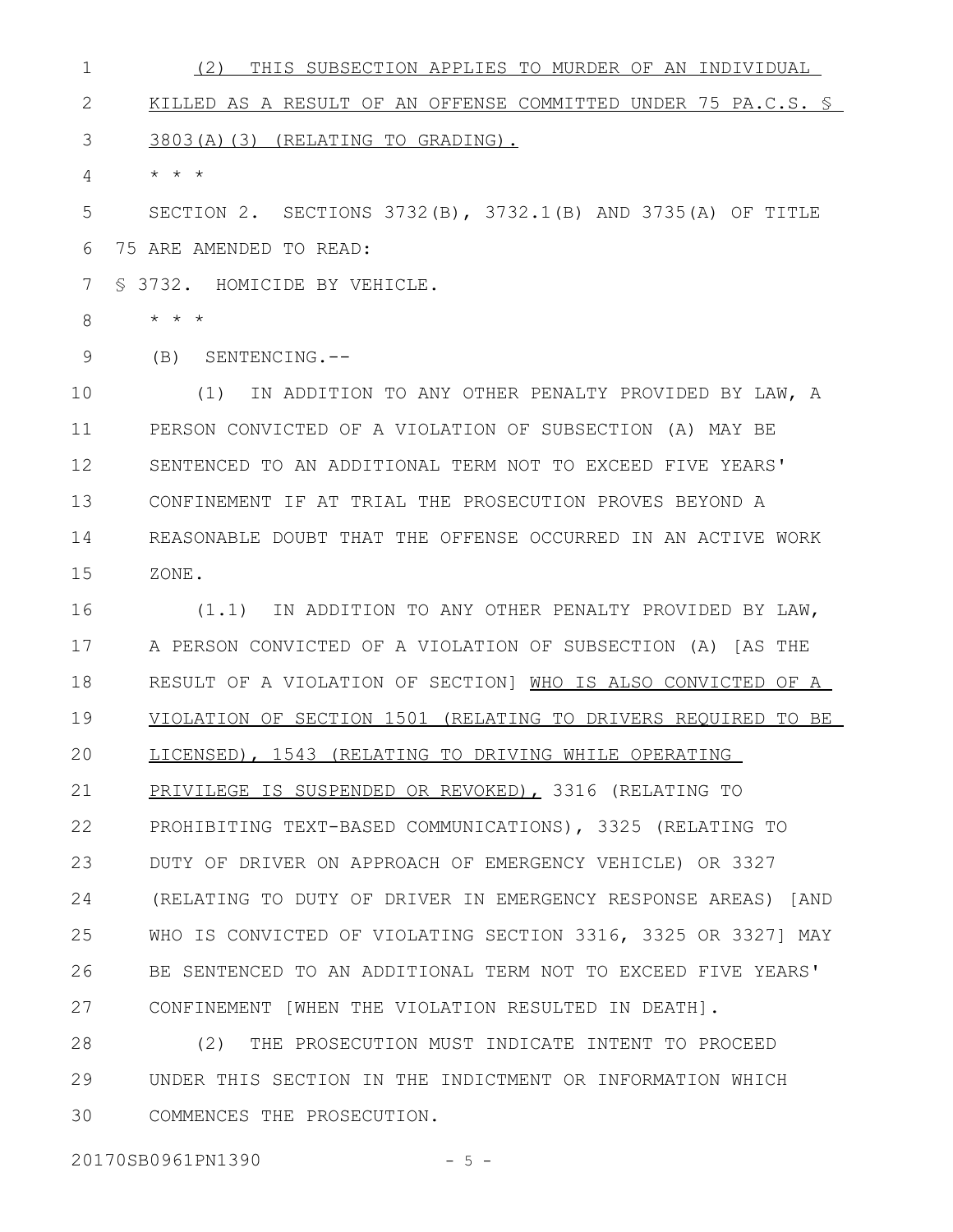(2) THIS SUBSECTION APPLIES TO MURDER OF AN INDIVIDUAL KILLED AS A RESULT OF AN OFFENSE COMMITTED UNDER 75 PA.C.S. § 3803(A)(3) (RELATING TO GRADING).

* * *

SECTION 2. SECTIONS 3732(B), 3732.1(B) AND 3735(A) OF TITLE 75 ARE AMENDED TO READ:

§ 3732. HOMICIDE BY VEHICLE.

* * *

(B) SENTENCING.--

(1) IN ADDITION TO ANY OTHER PENALTY PROVIDED BY LAW, A PERSON CONVICTED OF A VIOLATION OF SUBSECTION (A) MAY BE SENTENCED TO AN ADDITIONAL TERM NOT TO EXCEED FIVE YEARS' CONFINEMENT IF AT TRIAL THE PROSECUTION PROVES BEYOND A REASONABLE DOUBT THAT THE OFFENSE OCCURRED IN AN ACTIVE WORK ZONE.

(1.1) IN ADDITION TO ANY OTHER PENALTY PROVIDED BY LAW, A PERSON CONVICTED OF A VIOLATION OF SUBSECTION (A) [AS THE RESULT OF A VIOLATION OF SECTION] <u>WHO IS ALSO CONVICTED OF A VIOLATION OF SECTION 1501 (RELATING TO DRIVERS REQUIRED TO BE LICENSED), 1543 (RELATING TO DRIVING WHILE OPERATING PRIVILEGE IS SUSPENDED OR REVOKED),</u> 3316 (RELATING TO PROHIBITING TEXT-BASED COMMUNICATIONS), 3325 (RELATING TO DUTY OF DRIVER ON APPROACH OF EMERGENCY VEHICLE) OR 3327 (RELATING TO DUTY OF DRIVER IN EMERGENCY RESPONSE AREAS) [AND WHO IS CONVICTED OF VIOLATING SECTION 3316, 3325 OR 3327] MAY BE SENTENCED TO AN ADDITIONAL TERM NOT TO EXCEED FIVE YEARS' CONFINEMENT [WHEN THE VIOLATION RESULTED IN DEATH].

(2) THE PROSECUTION MUST INDICATE INTENT TO PROCEED UNDER THIS SECTION IN THE INDICTMENT OR INFORMATION WHICH COMMENCES THE PROSECUTION.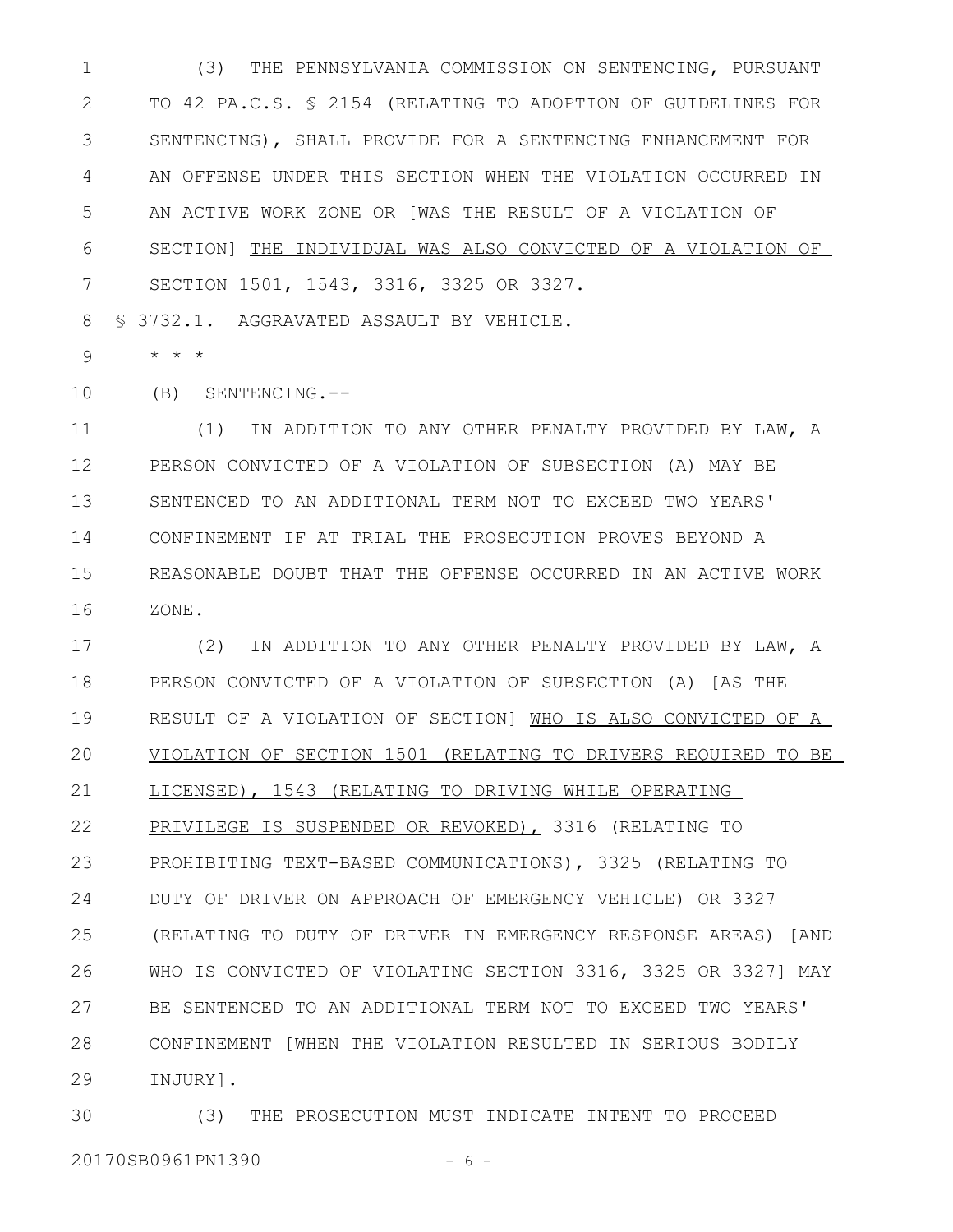(3) THE PENNSYLVANIA COMMISSION ON SENTENCING, PURSUANT TO 42 PA.C.S. § 2154 (RELATING TO ADOPTION OF GUIDELINES FOR SENTENCING), SHALL PROVIDE FOR A SENTENCING ENHANCEMENT FOR AN OFFENSE UNDER THIS SECTION WHEN THE VIOLATION OCCURRED IN AN ACTIVE WORK ZONE OR [WAS THE RESULT OF A VIOLATION OF SECTION] THE INDIVIDUAL WAS ALSO CONVICTED OF A VIOLATION OF SECTION 1501, 1543, 3316, 3325 OR 3327.

§ 3732.1. AGGRAVATED ASSAULT BY VEHICLE.

* * *

(B) SENTENCING.--

(1) IN ADDITION TO ANY OTHER PENALTY PROVIDED BY LAW, A PERSON CONVICTED OF A VIOLATION OF SUBSECTION (A) MAY BE SENTENCED TO AN ADDITIONAL TERM NOT TO EXCEED TWO YEARS' CONFINEMENT IF AT TRIAL THE PROSECUTION PROVES BEYOND A REASONABLE DOUBT THAT THE OFFENSE OCCURRED IN AN ACTIVE WORK ZONE.

(2) IN ADDITION TO ANY OTHER PENALTY PROVIDED BY LAW, A PERSON CONVICTED OF A VIOLATION OF SUBSECTION (A) [AS THE RESULT OF A VIOLATION OF SECTION] WHO IS ALSO CONVICTED OF A VIOLATION OF SECTION 1501 (RELATING TO DRIVERS REQUIRED TO BE LICENSED), 1543 (RELATING TO DRIVING WHILE OPERATING PRIVILEGE IS SUSPENDED OR REVOKED), 3316 (RELATING TO PROHIBITING TEXT-BASED COMMUNICATIONS), 3325 (RELATING TO DUTY OF DRIVER ON APPROACH OF EMERGENCY VEHICLE) OR 3327 (RELATING TO DUTY OF DRIVER IN EMERGENCY RESPONSE AREAS) [AND WHO IS CONVICTED OF VIOLATING SECTION 3316, 3325 OR 3327] MAY BE SENTENCED TO AN ADDITIONAL TERM NOT TO EXCEED TWO YEARS' CONFINEMENT [WHEN THE VIOLATION RESULTED IN SERIOUS BODILY INJURY].

(3) THE PROSECUTION MUST INDICATE INTENT TO PROCEED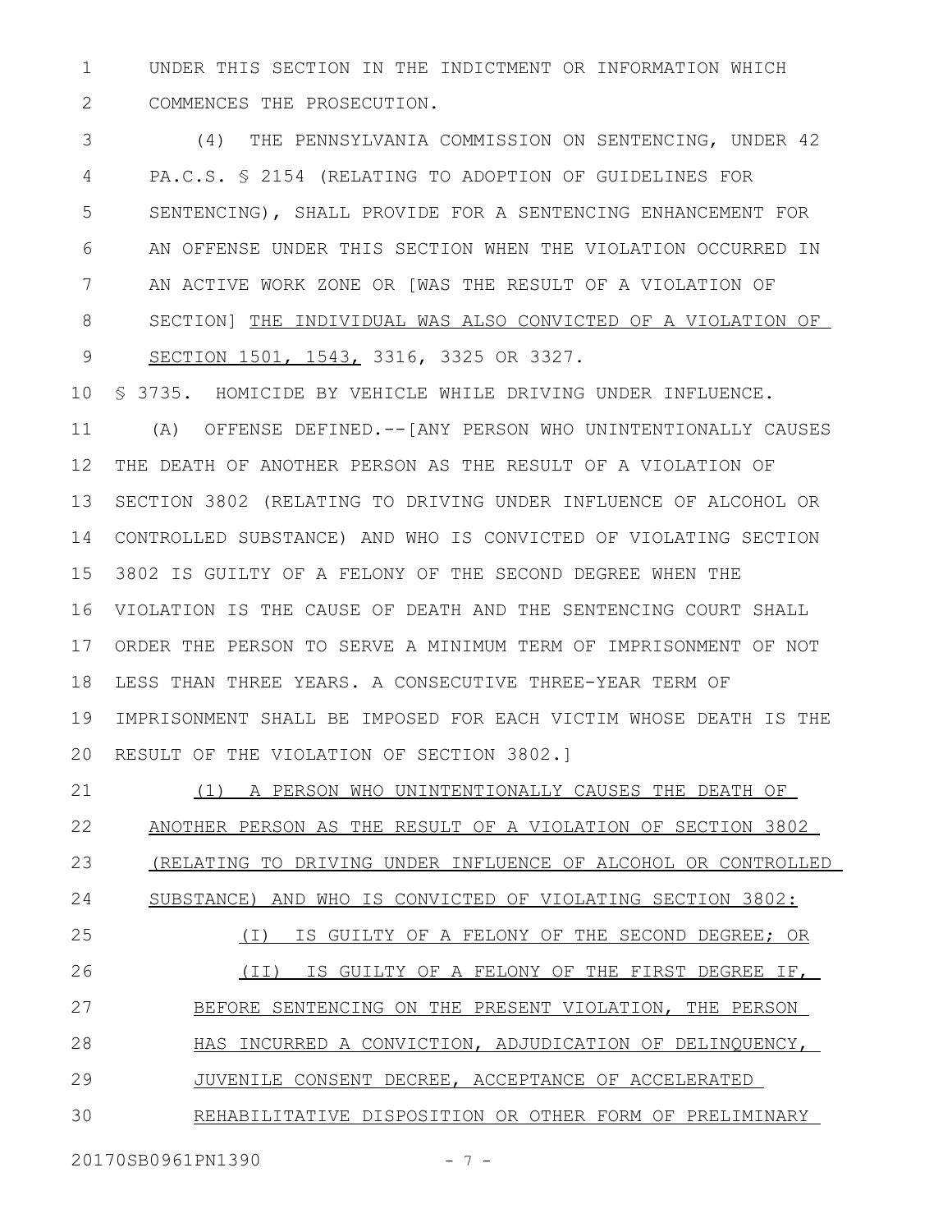UNDER THIS SECTION IN THE INDICTMENT OR INFORMATION WHICH COMMENCES THE PROSECUTION.

(4) THE PENNSYLVANIA COMMISSION ON SENTENCING, UNDER 42 PA.C.S. § 2154 (RELATING TO ADOPTION OF GUIDELINES FOR SENTENCING), SHALL PROVIDE FOR A SENTENCING ENHANCEMENT FOR AN OFFENSE UNDER THIS SECTION WHEN THE VIOLATION OCCURRED IN AN ACTIVE WORK ZONE OR [WAS THE RESULT OF A VIOLATION OF SECTION] <u>THE INDIVIDUAL WAS ALSO CONVICTED OF A VIOLATION OF SECTION 1501, 1543,</u> 3316, 3325 OR 3327.

§ 3735. HOMICIDE BY VEHICLE WHILE DRIVING UNDER INFLUENCE.

(A) OFFENSE DEFINED.--[ANY PERSON WHO UNINTENTIONALLY CAUSES THE DEATH OF ANOTHER PERSON AS THE RESULT OF A VIOLATION OF SECTION 3802 (RELATING TO DRIVING UNDER INFLUENCE OF ALCOHOL OR CONTROLLED SUBSTANCE) AND WHO IS CONVICTED OF VIOLATING SECTION 3802 IS GUILTY OF A FELONY OF THE SECOND DEGREE WHEN THE VIOLATION IS THE CAUSE OF DEATH AND THE SENTENCING COURT SHALL ORDER THE PERSON TO SERVE A MINIMUM TERM OF IMPRISONMENT OF NOT LESS THAN THREE YEARS. A CONSECUTIVE THREE-YEAR TERM OF IMPRISONMENT SHALL BE IMPOSED FOR EACH VICTIM WHOSE DEATH IS THE RESULT OF THE VIOLATION OF SECTION 3802.]

<u>(1) A PERSON WHO UNINTENTIONALLY CAUSES THE DEATH OF ANOTHER PERSON AS THE RESULT OF A VIOLATION OF SECTION 3802 (RELATING TO DRIVING UNDER INFLUENCE OF ALCOHOL OR CONTROLLED SUBSTANCE) AND WHO IS CONVICTED OF VIOLATING SECTION 3802:</u>

<u>(I) IS GUILTY OF A FELONY OF THE SECOND DEGREE; OR</u>

<u>(II) IS GUILTY OF A FELONY OF THE FIRST DEGREE IF, BEFORE SENTENCING ON THE PRESENT VIOLATION, THE PERSON HAS INCURRED A CONVICTION, ADJUDICATION OF DELINQUENCY, JUVENILE CONSENT DECREE, ACCEPTANCE OF ACCELERATED REHABILITATIVE DISPOSITION OR OTHER FORM OF PRELIMINARY</u>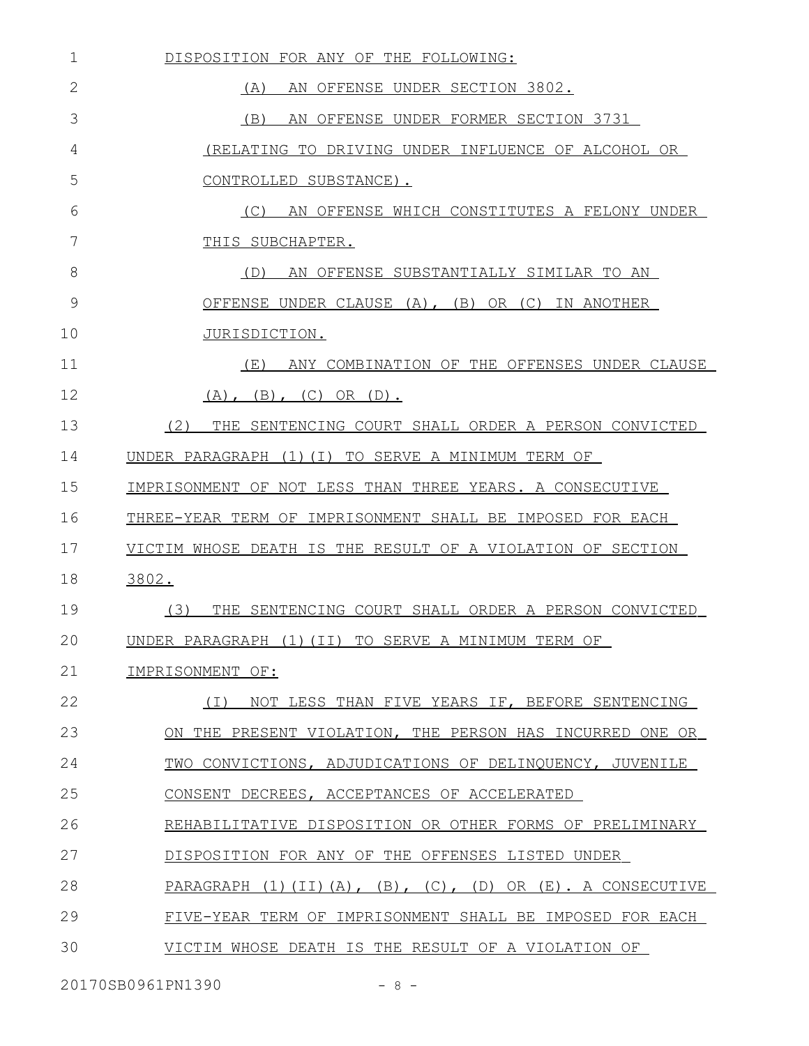DISPOSITION FOR ANY OF THE FOLLOWING:

(A) AN OFFENSE UNDER SECTION 3802.

(B) AN OFFENSE UNDER FORMER SECTION 3731 (RELATING TO DRIVING UNDER INFLUENCE OF ALCOHOL OR CONTROLLED SUBSTANCE).

(C) AN OFFENSE WHICH CONSTITUTES A FELONY UNDER THIS SUBCHAPTER.

(D) AN OFFENSE SUBSTANTIALLY SIMILAR TO AN OFFENSE UNDER CLAUSE (A), (B) OR (C) IN ANOTHER JURISDICTION.

(E) ANY COMBINATION OF THE OFFENSES UNDER CLAUSE (A), (B), (C) OR (D).

(2) THE SENTENCING COURT SHALL ORDER A PERSON CONVICTED UNDER PARAGRAPH (1)(I) TO SERVE A MINIMUM TERM OF IMPRISONMENT OF NOT LESS THAN THREE YEARS. A CONSECUTIVE THREE-YEAR TERM OF IMPRISONMENT SHALL BE IMPOSED FOR EACH VICTIM WHOSE DEATH IS THE RESULT OF A VIOLATION OF SECTION 3802.

(3) THE SENTENCING COURT SHALL ORDER A PERSON CONVICTED UNDER PARAGRAPH (1)(II) TO SERVE A MINIMUM TERM OF IMPRISONMENT OF:

(I) NOT LESS THAN FIVE YEARS IF, BEFORE SENTENCING ON THE PRESENT VIOLATION, THE PERSON HAS INCURRED ONE OR TWO CONVICTIONS, ADJUDICATIONS OF DELINQUENCY, JUVENILE CONSENT DECREES, ACCEPTANCES OF ACCELERATED REHABILITATIVE DISPOSITION OR OTHER FORMS OF PRELIMINARY DISPOSITION FOR ANY OF THE OFFENSES LISTED UNDER PARAGRAPH (1)(II)(A), (B), (C), (D) OR (E). A CONSECUTIVE FIVE-YEAR TERM OF IMPRISONMENT SHALL BE IMPOSED FOR EACH VICTIM WHOSE DEATH IS THE RESULT OF A VIOLATION OF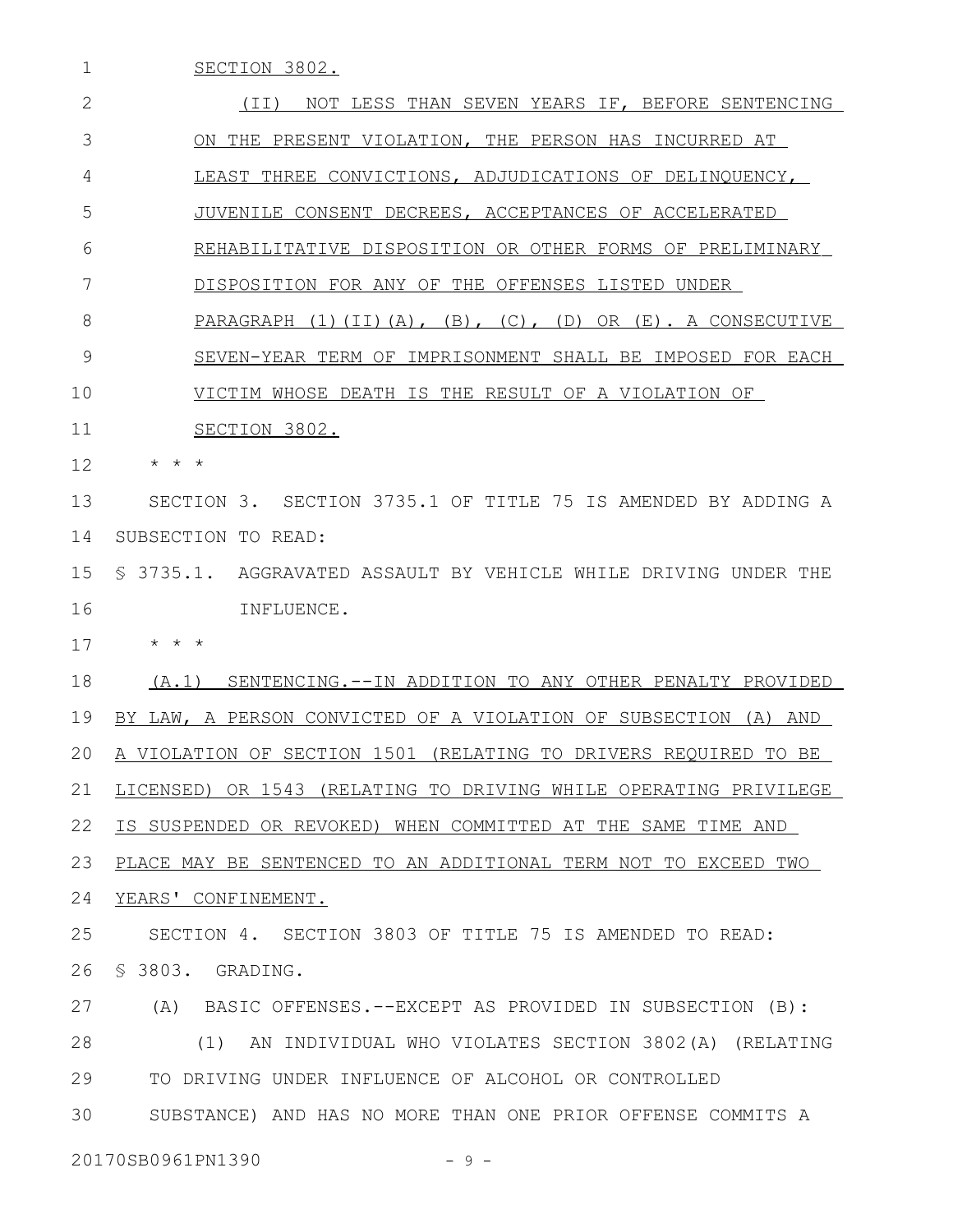SECTION 3802.

(II) NOT LESS THAN SEVEN YEARS IF, BEFORE SENTENCING ON THE PRESENT VIOLATION, THE PERSON HAS INCURRED AT LEAST THREE CONVICTIONS, ADJUDICATIONS OF DELINQUENCY, JUVENILE CONSENT DECREES, ACCEPTANCES OF ACCELERATED REHABILITATIVE DISPOSITION OR OTHER FORMS OF PRELIMINARY DISPOSITION FOR ANY OF THE OFFENSES LISTED UNDER PARAGRAPH (1)(II)(A), (B), (C), (D) OR (E). A CONSECUTIVE SEVEN-YEAR TERM OF IMPRISONMENT SHALL BE IMPOSED FOR EACH VICTIM WHOSE DEATH IS THE RESULT OF A VIOLATION OF SECTION 3802.

\* \* \*

SECTION 3. SECTION 3735.1 OF TITLE 75 IS AMENDED BY ADDING A SUBSECTION TO READ:

§ 3735.1. AGGRAVATED ASSAULT BY VEHICLE WHILE DRIVING UNDER THE INFLUENCE.

\* \* \*

(A.1) SENTENCING.--IN ADDITION TO ANY OTHER PENALTY PROVIDED BY LAW, A PERSON CONVICTED OF A VIOLATION OF SUBSECTION (A) AND A VIOLATION OF SECTION 1501 (RELATING TO DRIVERS REQUIRED TO BE LICENSED) OR 1543 (RELATING TO DRIVING WHILE OPERATING PRIVILEGE IS SUSPENDED OR REVOKED) WHEN COMMITTED AT THE SAME TIME AND PLACE MAY BE SENTENCED TO AN ADDITIONAL TERM NOT TO EXCEED TWO YEARS' CONFINEMENT.

SECTION 4. SECTION 3803 OF TITLE 75 IS AMENDED TO READ:

§ 3803. GRADING.

(A) BASIC OFFENSES.--EXCEPT AS PROVIDED IN SUBSECTION (B):

(1) AN INDIVIDUAL WHO VIOLATES SECTION 3802(A) (RELATING TO DRIVING UNDER INFLUENCE OF ALCOHOL OR CONTROLLED SUBSTANCE) AND HAS NO MORE THAN ONE PRIOR OFFENSE COMMITS A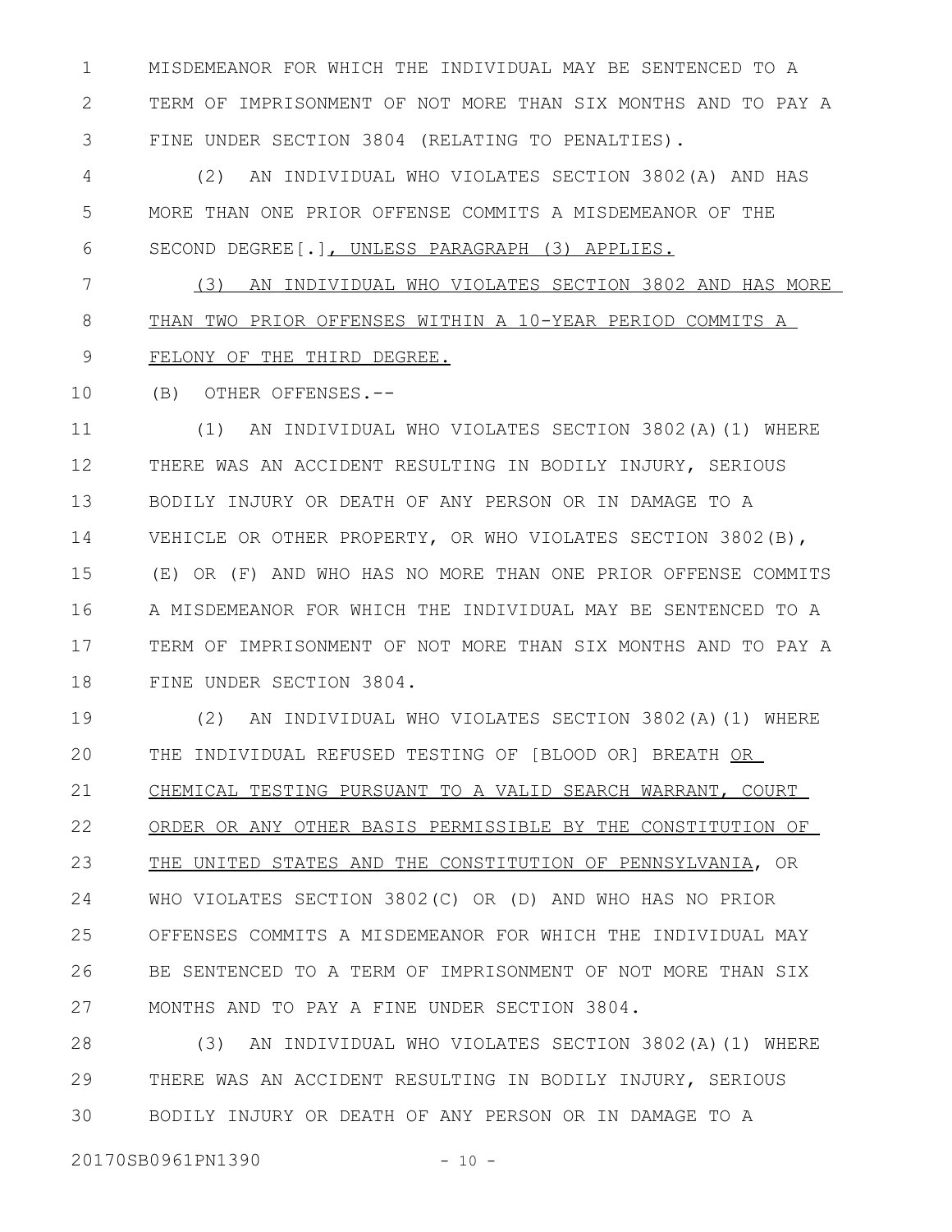MISDEMEANOR FOR WHICH THE INDIVIDUAL MAY BE SENTENCED TO A TERM OF IMPRISONMENT OF NOT MORE THAN SIX MONTHS AND TO PAY A FINE UNDER SECTION 3804 (RELATING TO PENALTIES).

(2) AN INDIVIDUAL WHO VIOLATES SECTION 3802(A) AND HAS MORE THAN ONE PRIOR OFFENSE COMMITS A MISDEMEANOR OF THE SECOND DEGREE[.], UNLESS PARAGRAPH (3) APPLIES.

(3) AN INDIVIDUAL WHO VIOLATES SECTION 3802 AND HAS MORE THAN TWO PRIOR OFFENSES WITHIN A 10-YEAR PERIOD COMMITS A FELONY OF THE THIRD DEGREE.

(B) OTHER OFFENSES.--

(1) AN INDIVIDUAL WHO VIOLATES SECTION 3802(A)(1) WHERE THERE WAS AN ACCIDENT RESULTING IN BODILY INJURY, SERIOUS BODILY INJURY OR DEATH OF ANY PERSON OR IN DAMAGE TO A VEHICLE OR OTHER PROPERTY, OR WHO VIOLATES SECTION 3802(B), (E) OR (F) AND WHO HAS NO MORE THAN ONE PRIOR OFFENSE COMMITS A MISDEMEANOR FOR WHICH THE INDIVIDUAL MAY BE SENTENCED TO A TERM OF IMPRISONMENT OF NOT MORE THAN SIX MONTHS AND TO PAY A FINE UNDER SECTION 3804.

(2) AN INDIVIDUAL WHO VIOLATES SECTION 3802(A)(1) WHERE THE INDIVIDUAL REFUSED TESTING OF [BLOOD OR] BREATH OR CHEMICAL TESTING PURSUANT TO A VALID SEARCH WARRANT, COURT ORDER OR ANY OTHER BASIS PERMISSIBLE BY THE CONSTITUTION OF THE UNITED STATES AND THE CONSTITUTION OF PENNSYLVANIA, OR WHO VIOLATES SECTION 3802(C) OR (D) AND WHO HAS NO PRIOR OFFENSES COMMITS A MISDEMEANOR FOR WHICH THE INDIVIDUAL MAY BE SENTENCED TO A TERM OF IMPRISONMENT OF NOT MORE THAN SIX MONTHS AND TO PAY A FINE UNDER SECTION 3804.

(3) AN INDIVIDUAL WHO VIOLATES SECTION 3802(A)(1) WHERE THERE WAS AN ACCIDENT RESULTING IN BODILY INJURY, SERIOUS BODILY INJURY OR DEATH OF ANY PERSON OR IN DAMAGE TO A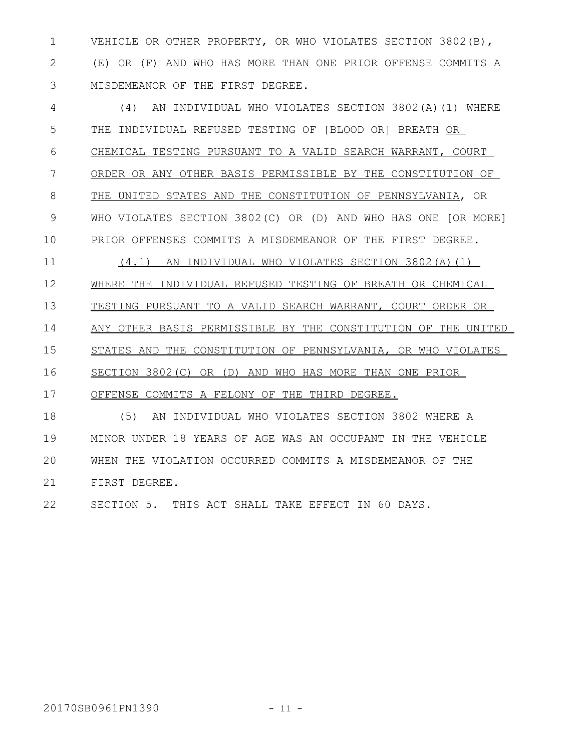VEHICLE OR OTHER PROPERTY, OR WHO VIOLATES SECTION 3802(B), (E) OR (F) AND WHO HAS MORE THAN ONE PRIOR OFFENSE COMMITS A MISDEMEANOR OF THE FIRST DEGREE.

(4) AN INDIVIDUAL WHO VIOLATES SECTION 3802(A)(1) WHERE THE INDIVIDUAL REFUSED TESTING OF [BLOOD OR] BREATH <u>OR CHEMICAL TESTING PURSUANT TO A VALID SEARCH WARRANT, COURT ORDER OR ANY OTHER BASIS PERMISSIBLE BY THE CONSTITUTION OF THE UNITED STATES AND THE CONSTITUTION OF PENNSYLVANIA</u>, OR WHO VIOLATES SECTION 3802(C) OR (D) AND WHO HAS ONE [OR MORE] PRIOR OFFENSES COMMITS A MISDEMEANOR OF THE FIRST DEGREE.

<u>(4.1) AN INDIVIDUAL WHO VIOLATES SECTION 3802(A)(1) WHERE THE INDIVIDUAL REFUSED TESTING OF BREATH OR CHEMICAL TESTING PURSUANT TO A VALID SEARCH WARRANT, COURT ORDER OR ANY OTHER BASIS PERMISSIBLE BY THE CONSTITUTION OF THE UNITED STATES AND THE CONSTITUTION OF PENNSYLVANIA, OR WHO VIOLATES SECTION 3802(C) OR (D) AND WHO HAS MORE THAN ONE PRIOR OFFENSE COMMITS A FELONY OF THE THIRD DEGREE.</u>

(5) AN INDIVIDUAL WHO VIOLATES SECTION 3802 WHERE A MINOR UNDER 18 YEARS OF AGE WAS AN OCCUPANT IN THE VEHICLE WHEN THE VIOLATION OCCURRED COMMITS A MISDEMEANOR OF THE FIRST DEGREE.

SECTION 5. THIS ACT SHALL TAKE EFFECT IN 60 DAYS.